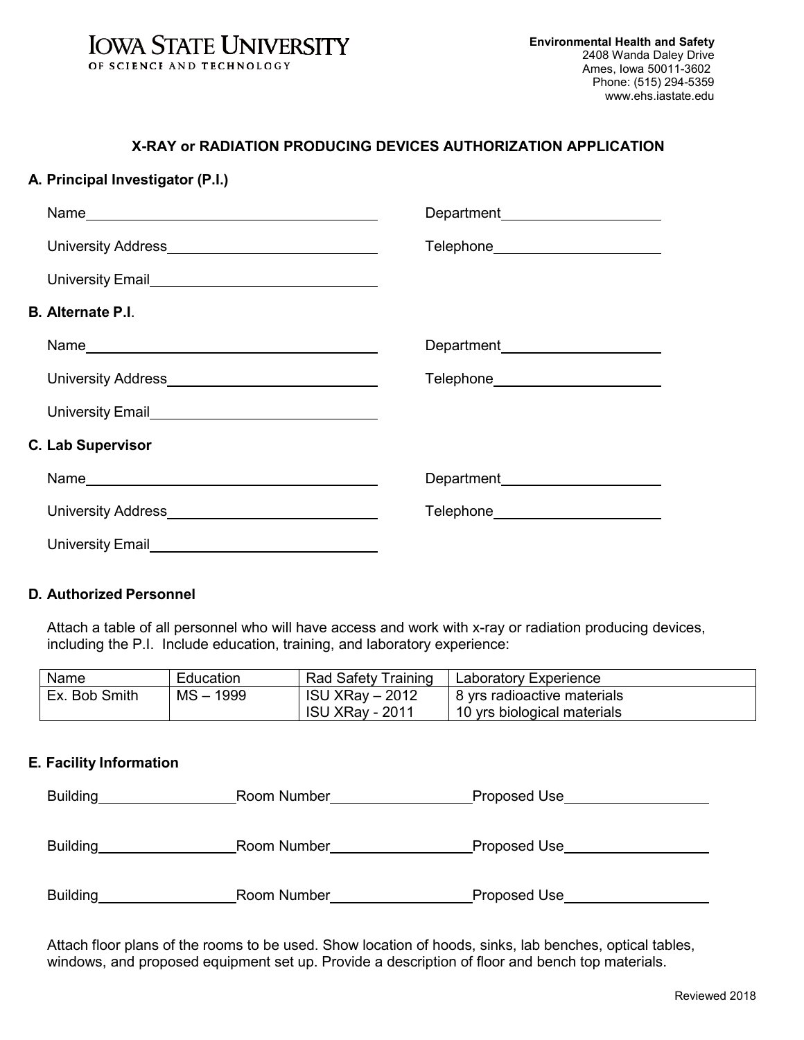**IOWA STATE UNIVERSITY**
OF SCIENCE AND TECHNOLOGY

**Environmental Health and Safety**
2408 Wanda Daley Drive
Ames, Iowa 50011-3602
Phone: (515) 294-5359
www.ehs.iastate.edu

## X-RAY or RADIATION PRODUCING DEVICES AUTHORIZATION APPLICATION

### A. Principal Investigator (P.I.)

Name\_\_\_\_\_\_\_\_\_\_\_\_\_\_\_\_\_\_\_\_ Department\_\_\_\_\_\_\_\_\_\_\_\_\_\_\_\_\_\_\_\_

University Address\_\_\_\_\_\_\_\_\_\_\_\_\_\_\_\_\_\_\_\_ Telephone\_\_\_\_\_\_\_\_\_\_\_\_\_\_\_\_\_\_\_\_

University Email\_\_\_\_\_\_\_\_\_\_\_\_\_\_\_\_\_\_\_\_

### B. Alternate P.I.

Name\_\_\_\_\_\_\_\_\_\_\_\_\_\_\_\_\_\_\_\_ Department\_\_\_\_\_\_\_\_\_\_\_\_\_\_\_\_\_\_\_\_

University Address\_\_\_\_\_\_\_\_\_\_\_\_\_\_\_\_\_\_\_\_ Telephone\_\_\_\_\_\_\_\_\_\_\_\_\_\_\_\_\_\_\_\_

University Email\_\_\_\_\_\_\_\_\_\_\_\_\_\_\_\_\_\_\_\_

### C. Lab Supervisor

Name\_\_\_\_\_\_\_\_\_\_\_\_\_\_\_\_\_\_\_\_ Department\_\_\_\_\_\_\_\_\_\_\_\_\_\_\_\_\_\_\_\_

University Address\_\_\_\_\_\_\_\_\_\_\_\_\_\_\_\_\_\_\_\_ Telephone\_\_\_\_\_\_\_\_\_\_\_\_\_\_\_\_\_\_\_\_

University Email\_\_\_\_\_\_\_\_\_\_\_\_\_\_\_\_\_\_\_\_

### D. Authorized Personnel

Attach a table of all personnel who will have access and work with x-ray or radiation producing devices, including the P.I. Include education, training, and laboratory experience:

| Name | Education | Rad Safety Training | Laboratory Experience |
|---|---|---|---|
| Ex. Bob Smith | MS – 1999 | ISU XRay – 2012<br>ISU XRay - 2011 | 8 yrs radioactive materials<br>10 yrs biological materials |

### E. Facility Information

Building\_\_\_\_\_\_\_\_\_\_\_\_\_\_\_\_ Room Number\_\_\_\_\_\_\_\_\_\_\_\_\_\_\_\_ Proposed Use\_\_\_\_\_\_\_\_\_\_\_\_\_\_\_\_

Building\_\_\_\_\_\_\_\_\_\_\_\_\_\_\_\_ Room Number\_\_\_\_\_\_\_\_\_\_\_\_\_\_\_\_ Proposed Use\_\_\_\_\_\_\_\_\_\_\_\_\_\_\_\_

Building\_\_\_\_\_\_\_\_\_\_\_\_\_\_\_\_ Room Number\_\_\_\_\_\_\_\_\_\_\_\_\_\_\_\_ Proposed Use\_\_\_\_\_\_\_\_\_\_\_\_\_\_\_\_

Attach floor plans of the rooms to be used. Show location of hoods, sinks, lab benches, optical tables, windows, and proposed equipment set up. Provide a description of floor and bench top materials.

Reviewed 2018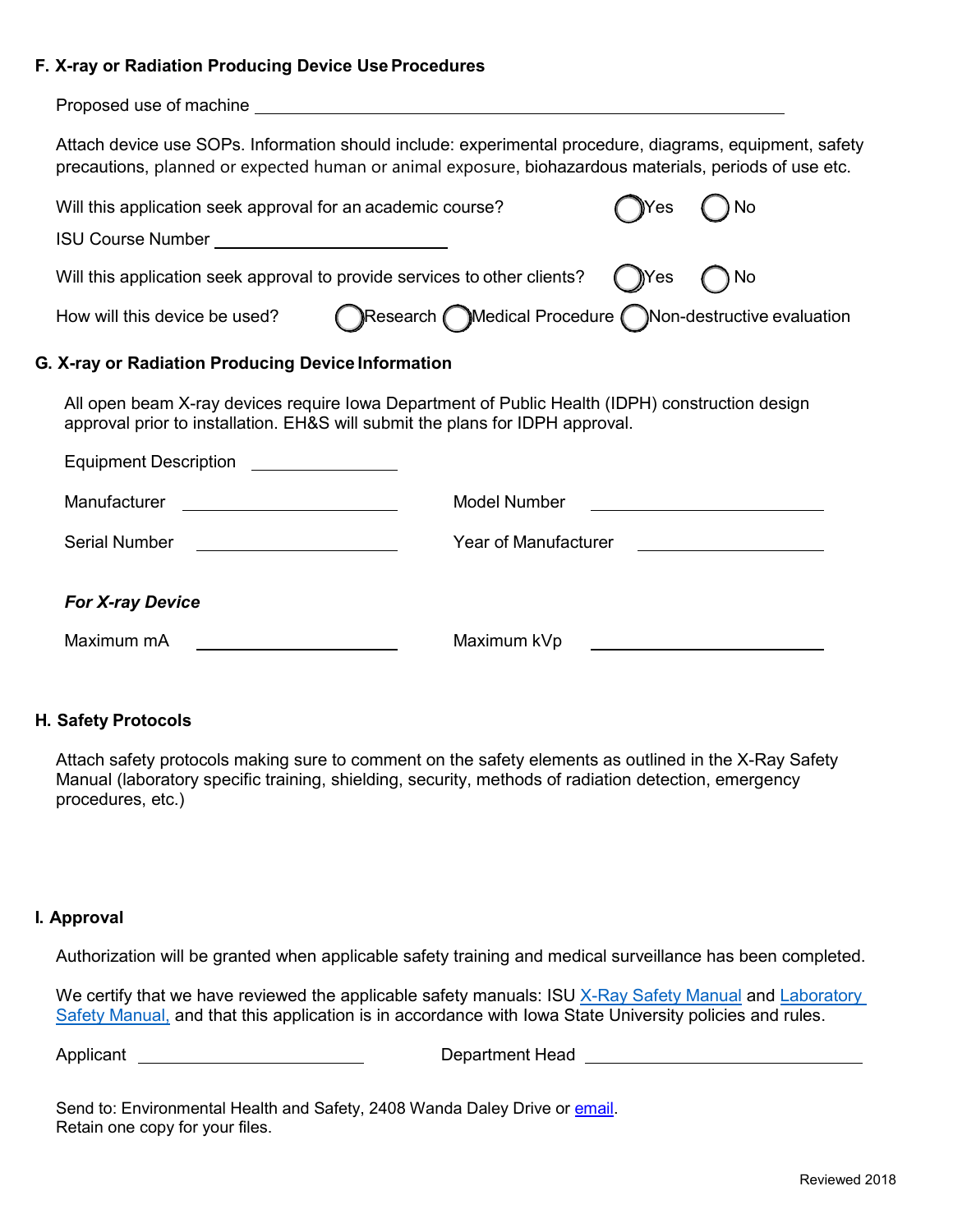## F. X-ray or Radiation Producing Device Use Procedures

Proposed use of machine ______________________________

Attach device use SOPs. Information should include: experimental procedure, diagrams, equipment, safety precautions, planned or expected human or animal exposure, biohazardous materials, periods of use etc.

Will this application seek approval for an academic course? ◯ Yes ◯ No

ISU Course Number ______________________

Will this application seek approval to provide services to other clients? ◯ Yes ◯ No

How will this device be used? ◯ Research ◯ Medical Procedure ◯ Non-destructive evaluation

## G. X-ray or Radiation Producing Device Information

All open beam X-ray devices require Iowa Department of Public Health (IDPH) construction design approval prior to installation. EH&S will submit the plans for IDPH approval.

Equipment Description ______________

Manufacturer ______________ Model Number ______________

Serial Number ______________ Year of Manufacturer ______________

***For X-ray Device***

Maximum mA ______________ Maximum kVp ______________

## H. Safety Protocols

Attach safety protocols making sure to comment on the safety elements as outlined in the X-Ray Safety Manual (laboratory specific training, shielding, security, methods of radiation detection, emergency procedures, etc.)

## I. Approval

Authorization will be granted when applicable safety training and medical surveillance has been completed.

We certify that we have reviewed the applicable safety manuals: ISU X-Ray Safety Manual and Laboratory Safety Manual, and that this application is in accordance with Iowa State University policies and rules.

Applicant ______________________ Department Head ______________________

Send to: Environmental Health and Safety, 2408 Wanda Daley Drive or email.
Retain one copy for your files.

Reviewed 2018